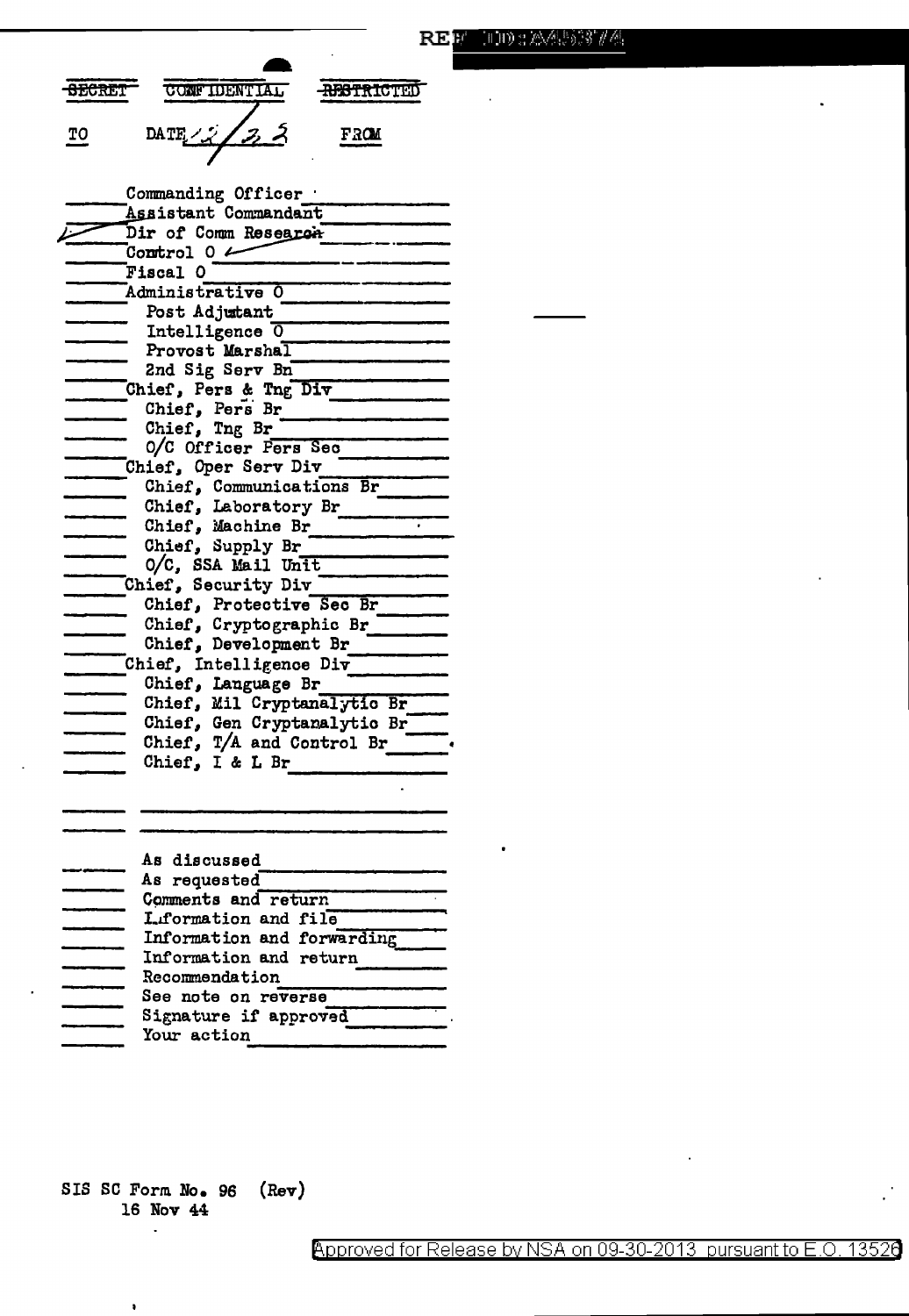REF ID:A58374

~~SECRET~~ CONFIDENTIAL ~~RESTRICTED~~

TO DATE 12/23 FROM

- Commanding Officer
- Assistant Commandant
- ✓ Dir of Comm Research
- Control O ✓
- Fiscal O
- Administrative O
  - Post Adjutant
  - Intelligence O
  - Provost Marshal
  - 2nd Sig Serv Bn
- Chief, Pers & Tng Div
  - Chief, Pers Br
  - Chief, Tng Br
  - O/C Officer Pers Sec
- Chief, Oper Serv Div
  - Chief, Communications Br
  - Chief, Laboratory Br
  - Chief, Machine Br
  - Chief, Supply Br
  - O/C, SSA Mail Unit
- Chief, Security Div
  - Chief, Protective Sec Br
  - Chief, Cryptographic Br
  - Chief, Development Br
- Chief, Intelligence Div
  - Chief, Language Br
  - Chief, Mil Cryptanalytic Br
  - Chief, Gen Cryptanalytic Br
  - Chief, T/A and Control Br
  - Chief, I & L Br

- As discussed
- As requested
- Comments and return
- Information and file
- Information and forwarding
- Information and return
- Recommendation
- See note on reverse
- Signature if approved
- Your action

SIS SC Form No. 96 (Rev)
16 Nov 44

Approved for Release by NSA on 09-30-2013 pursuant to E.O. 13526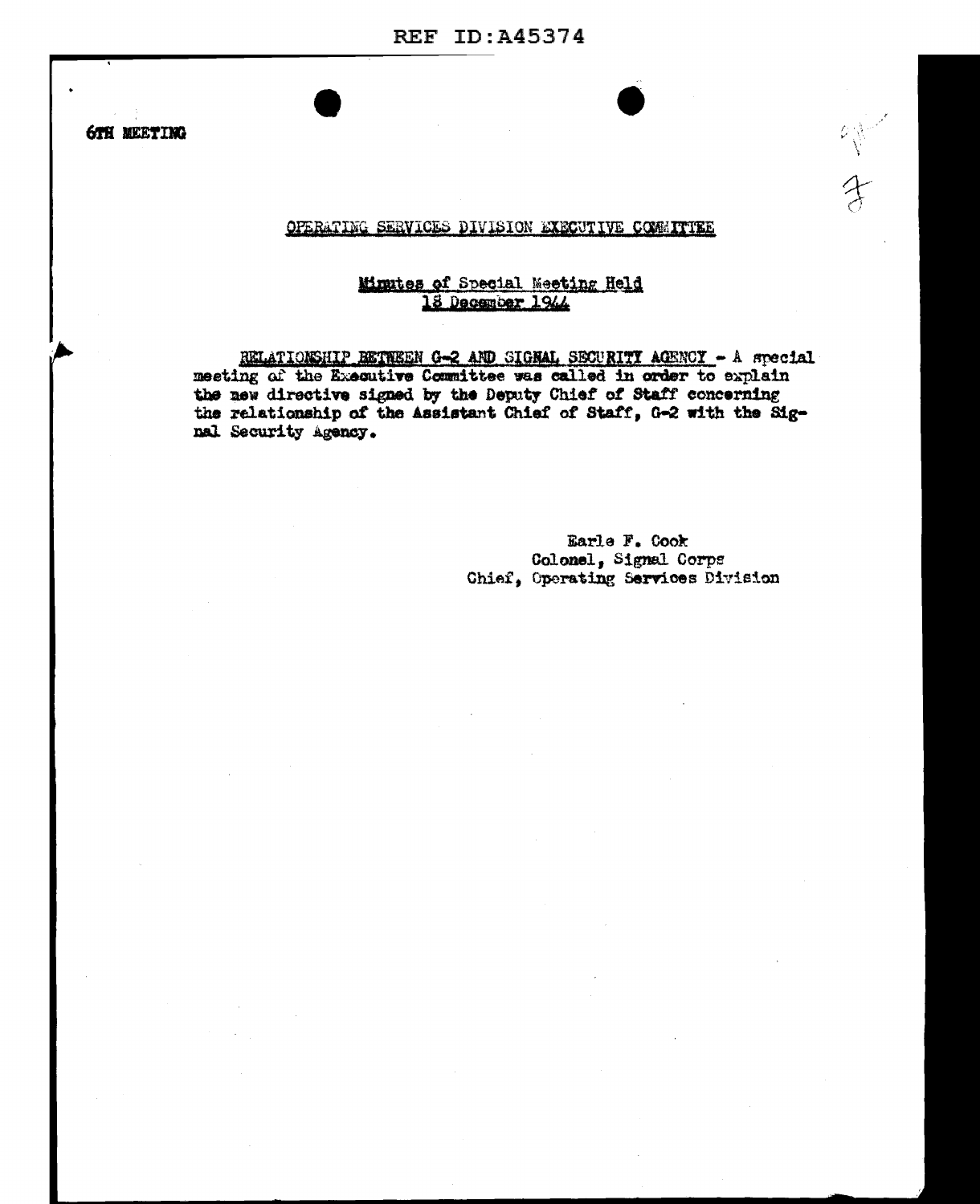REF ID:A45374

6TH MEETING

## OPERATING SERVICES DIVISION EXECUTIVE COMMITTEE

### Minutes of Special Meeting Held 18 December 1944

RELATIONSHIP BETWEEN G-2 AND SIGNAL SECURITY AGENCY - A special meeting of the Executive Committee was called in order to explain the new directive signed by the Deputy Chief of Staff concerning the relationship of the Assistant Chief of Staff, G-2 with the Signal Security Agency.

Earle F. Cook
Colonel, Signal Corps
Chief, Operating Services Division